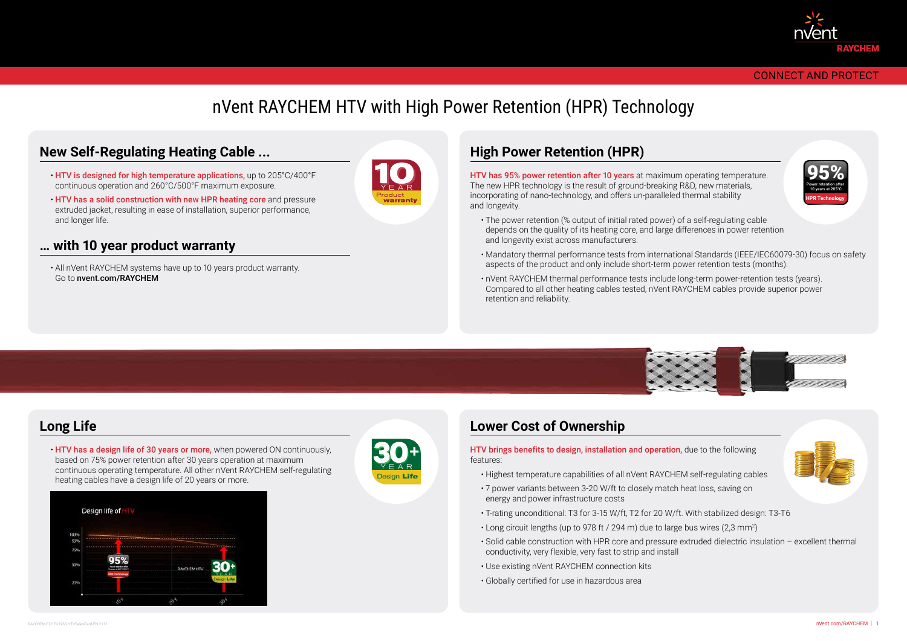# nVent RAYCHEM HTV with High Power Retention (HPR) Technology

## New Self-Regulating Heating Cable ...

- **HTV is designed for high temperature applications**, up to 205°C/400°F continuous operation and 260°C/500°F maximum exposure.
- **HTV has a solid construction with new HPR heating core** and pressure extruded jacket, resulting in ease of installation, superior performance, and longer life.

## ... with 10 year product warranty

- All nVent RAYCHEM systems have up to 10 years product warranty. Go to **nvent.com/RAYCHEM**

## High Power Retention (HPR)

**HTV has 95% power retention after 10 years** at maximum operating temperature. The new HPR technology is the result of ground-breaking R&D, new materials, incorporating of nano-technology, and offers un-paralleled thermal stability and longevity.

- The power retention (% output of initial rated power) of a self-regulating cable depends on the quality of its heating core, and large differences in power retention and longevity exist across manufacturers.
- Mandatory thermal performance tests from international Standards (IEEE/IEC60079-30) focus on safety aspects of the product and only include short-term power retention tests (months).
- nVent RAYCHEM thermal performance tests include long-term power-retention tests (years). Compared to all other heating cables tested, nVent RAYCHEM cables provide superior power retention and reliability.

## Long Life

- **HTV has a design life of 30 years or more,** when powered ON continuously, based on 75% power retention after 30 years operation at maximum continuous operating temperature. All other nVent RAYCHEM self-regulating heating cables have a design life of 20 years or more.

## Lower Cost of Ownership

**HTV brings benefits to design, installation and operation,** due to the following features:

- Highest temperature capabilities of all nVent RAYCHEM self-regulating cables
- 7 power variants between 3-20 W/ft to closely match heat loss, saving on energy and power infrastructure costs
- T-rating unconditional: T3 for 3-15 W/ft, T2 for 20 W/ft. With stabilized design: T3-T6
- Long circuit lengths (up to 978 ft / 294 m) due to large bus wires (2,3 $mm^2$)
- Solid cable construction with HPR core and pressure extruded dielectric insulation – excellent thermal conductivity, very flexible, very fast to strip and install
- Use existing nVent RAYCHEM connection kits
- Globally certified for use in hazardous area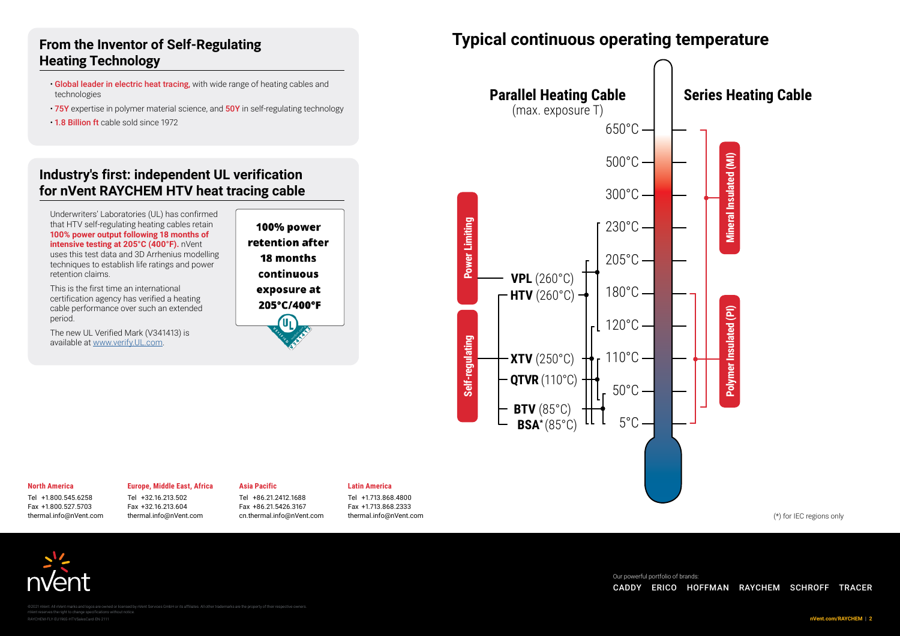## From the Inventor of Self-Regulating Heating Technology

- **Global leader in electric heat tracing,** with wide range of heating cables and technologies
- **75Y** expertise in polymer material science, and **50Y** in self-regulating technology
- **1.8 Billion ft** cable sold since 1972

## Industry's first: independent UL verification for nVent RAYCHEM HTV heat tracing cable

Underwriters' Laboratories (UL) has confirmed that HTV self-regulating heating cables retain **100% power output following 18 months of intensive testing at 205°C (400°F).** nVent uses this test data and 3D Arrhenius modelling techniques to establish life ratings and power retention claims.

This is the first time an international certification agency has verified a heating cable performance over such an extended period.

The new UL Verified Mark (V341413) is available at www.verify.UL.com.

**100% power retention after 18 months continuous exposure at 205°C/400°F**

## Typical continuous operating temperature

Parallel Heating Cable
(max. exposure T)

Series Heating Cable

650°C
500°C
300°C
230°C
205°C
180°C
120°C
110°C
50°C
5°C

Power Limiting
**VPL** (260°C)
**HTV** (260°C)

Self-regulating
**XTV** (250°C)
**QTVR** (110°C)
**BTV** (85°C)
**BSA***(85°C)

Mineral Insulated (MI)
Polymer Insulated (PI)

(*) for IEC regions only

**North America**
Tel +1.800.545.6258
Fax +1.800.527.5703
thermal.info@nVent.com

**Europe, Middle East, Africa**
Tel +32.16.213.502
Fax +32.16.213.604
thermal.info@nVent.com

**Asia Pacific**
Tel +86.21.2412.1688
Fax +86.21.5426.3167
cn.thermal.info@nVent.com

**Latin America**
Tel +1.713.868.4800
Fax +1.713.868.2333
thermal.info@nVent.com

nVent

Our powerful portfolio of brands:
CADDY ERICO HOFFMAN RAYCHEM SCHROFF TRACER

©2021 nVent. All nVent marks and logos are owned or licensed by nVent Services GmbH or its affiliates. All other trademarks are the property of their respective owners. nVent reserves the right to change specifications without notice.
RAYCHEM-FLY-EU1965-HTVSalesCard-EN-2111

nVent.com/RAYCHEM